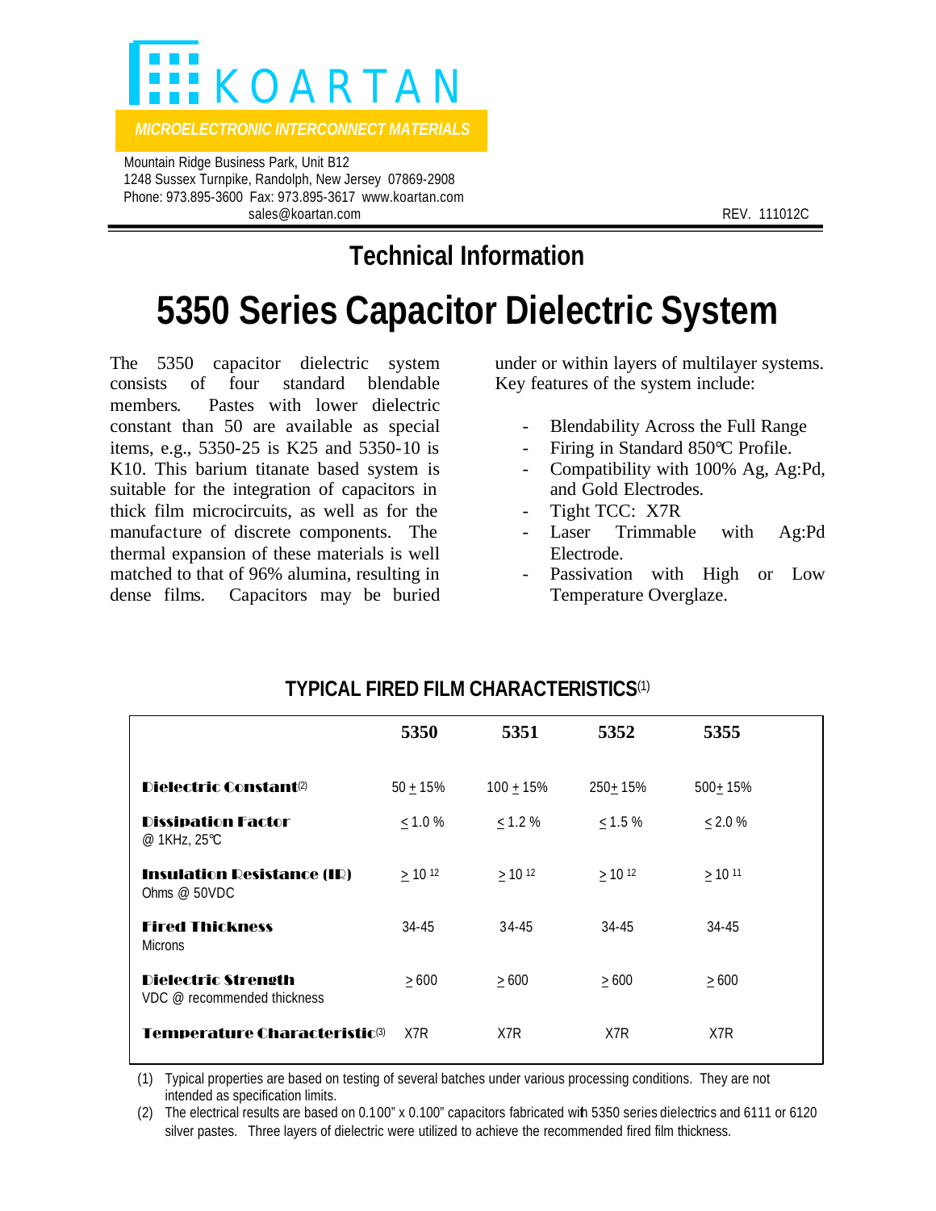# KOARTAN

*MICROELECTRONIC INTERCONNECT MATERIALS*

Mountain Ridge Business Park, Unit B12
1248 Sussex Turnpike, Randolph, New Jersey 07869-2908
Phone: 973.895-3600 Fax: 973.895-3617 www.koartan.com
sales@koartan.com

REV. 111012C

## Technical Information

# 5350 Series Capacitor Dielectric System

The 5350 capacitor dielectric system consists of four standard blendable members. Pastes with lower dielectric constant than 50 are available as special items, e.g., 5350-25 is K25 and 5350-10 is K10. This barium titanate based system is suitable for the integration of capacitors in thick film microcircuits, as well as for the manufacture of discrete components. The thermal expansion of these materials is well matched to that of 96% alumina, resulting in dense films. Capacitors may be buried under or within layers of multilayer systems. Key features of the system include:

- Blendability Across the Full Range
- Firing in Standard 850°C Profile.
- Compatibility with 100% Ag, Ag:Pd, and Gold Electrodes.
- Tight TCC: X7R
- Laser Trimmable with Ag:Pd Electrode.
- Passivation with High or Low Temperature Overglaze.

### TYPICAL FIRED FILM CHARACTERISTICS(1)

| | 5350 | 5351 | 5352 | 5355 |
|---|---|---|---|---|
| **Dielectric Constant**(2) | 50 ± 15% | 100 ± 15% | 250 ± 15% | 500 ± 15% |
| **Dissipation Factor** @ 1KHz, 25°C | ≤ 1.0 % | ≤ 1.2 % | ≤ 1.5 % | ≤ 2.0 % |
| **Insulation Resistance (IR)** Ohms @ 50VDC | ≥ $10^{12}$ | ≥ $10^{12}$ | ≥ $10^{12}$ | ≥ $10^{11}$ |
| **Fired Thickness** Microns | 34-45 | 34-45 | 34-45 | 34-45 |
| **Dielectric Strength** VDC @ recommended thickness | ≥ 600 | ≥ 600 | ≥ 600 | ≥ 600 |
| **Temperature Characteristic**(3) | X7R | X7R | X7R | X7R |

(1) Typical properties are based on testing of several batches under various processing conditions. They are not intended as specification limits.

(2) The electrical results are based on 0.100" x 0.100" capacitors fabricated with 5350 series dielectrics and 6111 or 6120 silver pastes. Three layers of dielectric were utilized to achieve the recommended fired film thickness.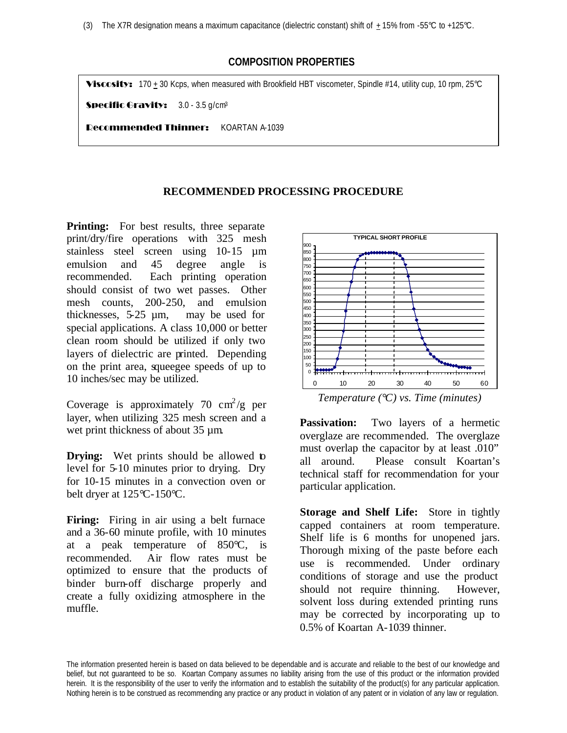(3) The X7R designation means a maximum capacitance (dielectric constant) shift of ± 15% from -55°C to +125°C.

## COMPOSITION PROPERTIES

**Viscosity:** 170 ± 30 Kcps, when measured with Brookfield HBT viscometer, Spindle #14, utility cup, 10 rpm, 25°C

**Specific Gravity:** 3.0 - 3.5 g/cm$^3$

**Recommended Thinner:** KOARTAN A-1039

## RECOMMENDED PROCESSING PROCEDURE

**Printing:** For best results, three separate print/dry/fire operations with 325 mesh stainless steel screen using 10-15 µm emulsion and 45 degree angle is recommended. Each printing operation should consist of two wet passes. Other mesh counts, 200-250, and emulsion thicknesses, 5-25 µm, may be used for special applications. A class 10,000 or better clean room should be utilized if only two layers of dielectric are printed. Depending on the print area, squeegee speeds of up to 10 inches/sec may be utilized.

Coverage is approximately 70 cm$^2$/g per layer, when utilizing 325 mesh screen and a wet print thickness of about 35 µm.

**Drying:** Wet prints should be allowed to level for 5-10 minutes prior to drying. Dry for 10-15 minutes in a convection oven or belt dryer at 125°C-150°C.

**Firing:** Firing in air using a belt furnace and a 36-60 minute profile, with 10 minutes at a peak temperature of 850°C, is recommended. Air flow rates must be optimized to ensure that the products of binder burn-off discharge properly and create a fully oxidizing atmosphere in the muffle.

TYPICAL SHORT PROFILE

900
850
800
750
700
650
600
550
500
450
400
350
300
250
200
150
100
50
0

0 10 20 30 40 50 60

*Temperature (°C) vs. Time (minutes)*

**Passivation:** Two layers of a hermetic overglaze are recommended. The overglaze must overlap the capacitor by at least .010" all around. Please consult Koartan's technical staff for recommendation for your particular application.

**Storage and Shelf Life:** Store in tightly capped containers at room temperature. Shelf life is 6 months for unopened jars. Thorough mixing of the paste before each use is recommended. Under ordinary conditions of storage and use the product should not require thinning. However, solvent loss during extended printing runs may be corrected by incorporating up to 0.5% of Koartan A-1039 thinner.

The information presented herein is based on data believed to be dependable and is accurate and reliable to the best of our knowledge and belief, but not guaranteed to be so. Koartan Company assumes no liability arising from the use of this product or the information provided herein. It is the responsibility of the user to verify the information and to establish the suitability of the product(s) for any particular application. Nothing herein is to be construed as recommending any practice or any product in violation of any patent or in violation of any law or regulation.